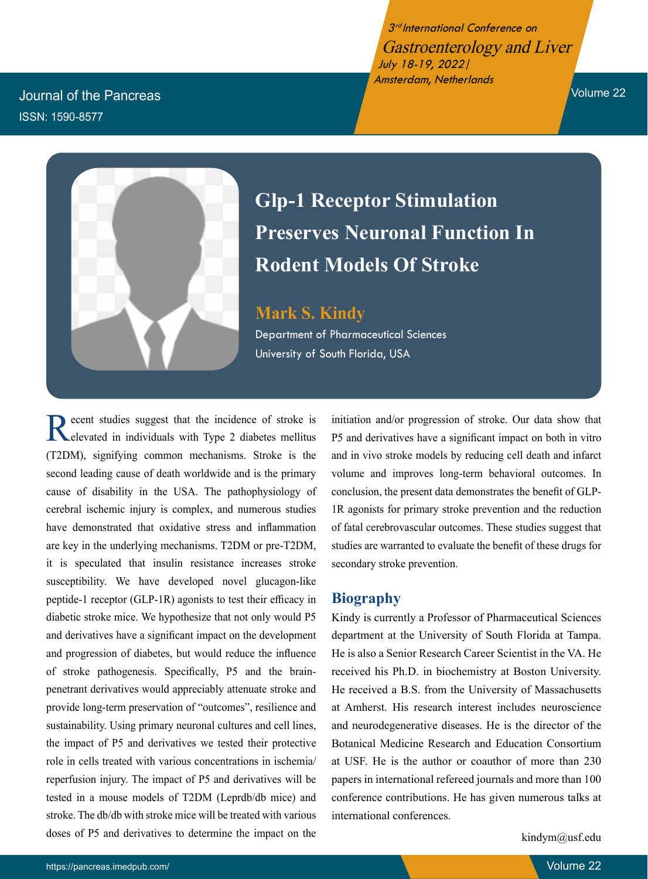# Glp-1 Receptor Stimulation Preserves Neuronal Function In Rodent Models Of Stroke

**Mark S. Kindy**

Department of Pharmaceutical Sciences
University of South Florida, USA

Recent studies suggest that the incidence of stroke is elevated in individuals with Type 2 diabetes mellitus (T2DM), signifying common mechanisms. Stroke is the second leading cause of death worldwide and is the primary cause of disability in the USA. The pathophysiology of cerebral ischemic injury is complex, and numerous studies have demonstrated that oxidative stress and inflammation are key in the underlying mechanisms. T2DM or pre-T2DM, it is speculated that insulin resistance increases stroke susceptibility. We have developed novel glucagon-like peptide-1 receptor (GLP-1R) agonists to test their efficacy in diabetic stroke mice. We hypothesize that not only would P5 and derivatives have a significant impact on the development and progression of diabetes, but would reduce the influence of stroke pathogenesis. Specifically, P5 and the brain-penetrant derivatives would appreciably attenuate stroke and provide long-term preservation of "outcomes", resilience and sustainability. Using primary neuronal cultures and cell lines, the impact of P5 and derivatives we tested their protective role in cells treated with various concentrations in ischemia/reperfusion injury. The impact of P5 and derivatives will be tested in a mouse models of T2DM (Leprdb/db mice) and stroke. The db/db with stroke mice will be treated with various doses of P5 and derivatives to determine the impact on the initiation and/or progression of stroke. Our data show that P5 and derivatives have a significant impact on both in vitro and in vivo stroke models by reducing cell death and infarct volume and improves long-term behavioral outcomes. In conclusion, the present data demonstrates the benefit of GLP-1R agonists for primary stroke prevention and the reduction of fatal cerebrovascular outcomes. These studies suggest that studies are warranted to evaluate the benefit of these drugs for secondary stroke prevention.

## Biography

Kindy is currently a Professor of Pharmaceutical Sciences department at the University of South Florida at Tampa. He is also a Senior Research Career Scientist in the VA. He received his Ph.D. in biochemistry at Boston University. He received a B.S. from the University of Massachusetts at Amherst. His research interest includes neuroscience and neurodegenerative diseases. He is the director of the Botanical Medicine Research and Education Consortium at USF. He is the author or coauthor of more than 230 papers in international refereed journals and more than 100 conference contributions. He has given numerous talks at international conferences.

kindym@usf.edu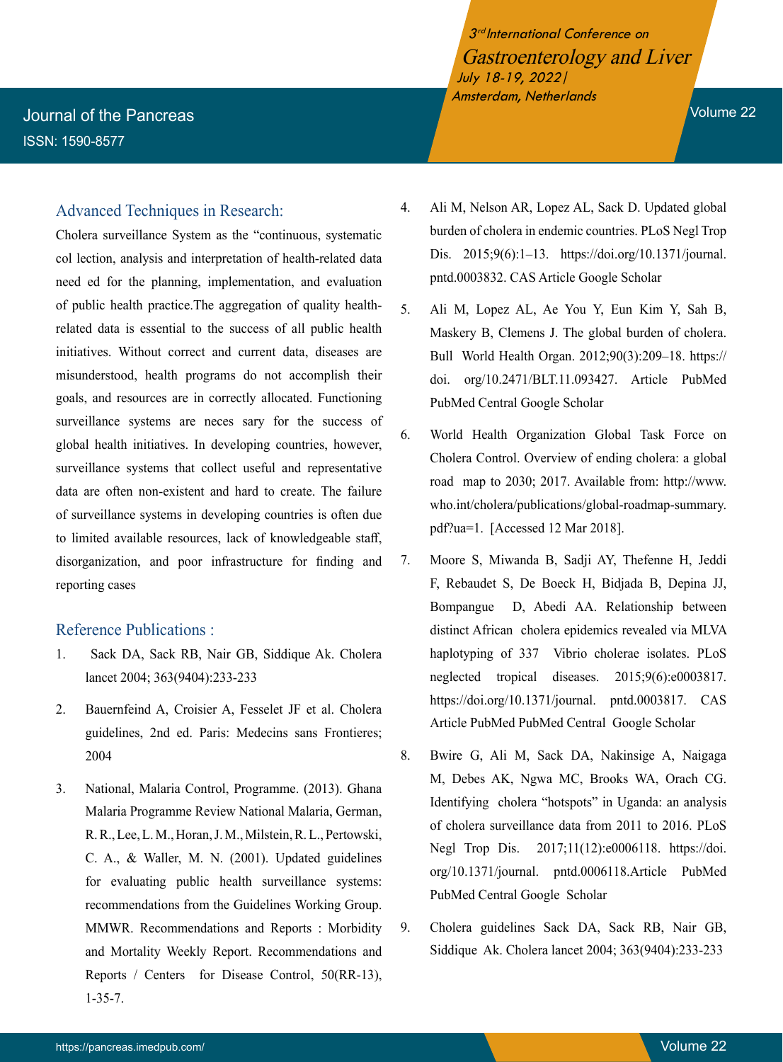## Advanced Techniques in Research:

Cholera surveillance System as the "continuous, systematic col lection, analysis and interpretation of health-related data need ed for the planning, implementation, and evaluation of public health practice.The aggregation of quality health-related data is essential to the success of all public health initiatives. Without correct and current data, diseases are misunderstood, health programs do not accomplish their goals, and resources are in correctly allocated. Functioning surveillance systems are neces sary for the success of global health initiatives. In developing countries, however, surveillance systems that collect useful and representative data are often non-existent and hard to create. The failure of surveillance systems in developing countries is often due to limited available resources, lack of knowledgeable staff, disorganization, and poor infrastructure for finding and reporting cases

## Reference Publications :

1. Sack DA, Sack RB, Nair GB, Siddique Ak. Cholera lancet 2004; 363(9404):233-233

2. Bauernfeind A, Croisier A, Fesselet JF et al. Cholera guidelines, 2nd ed. Paris: Medecins sans Frontieres; 2004

3. National, Malaria Control, Programme. (2013). Ghana Malaria Programme Review National Malaria, German, R. R., Lee, L. M., Horan, J. M., Milstein, R. L., Pertowski, C. A., & Waller, M. N. (2001). Updated guidelines for evaluating public health surveillance systems: recommendations from the Guidelines Working Group. MMWR. Recommendations and Reports : Morbidity and Mortality Weekly Report. Recommendations and Reports / Centers for Disease Control, 50(RR-13), 1-35-7.

4. Ali M, Nelson AR, Lopez AL, Sack D. Updated global burden of cholera in endemic countries. PLoS Negl Trop Dis. 2015;9(6):1–13. https://doi.org/10.1371/journal.pntd.0003832. CAS Article Google Scholar

5. Ali M, Lopez AL, Ae You Y, Eun Kim Y, Sah B, Maskery B, Clemens J. The global burden of cholera. Bull World Health Organ. 2012;90(3):209–18. https://doi. org/10.2471/BLT.11.093427. Article PubMed PubMed Central Google Scholar

6. World Health Organization Global Task Force on Cholera Control. Overview of ending cholera: a global road map to 2030; 2017. Available from: http://www.who.int/cholera/publications/global-roadmap-summary.pdf?ua=1. [Accessed 12 Mar 2018].

7. Moore S, Miwanda B, Sadji AY, Thefenne H, Jeddi F, Rebaudet S, De Boeck H, Bidjada B, Depina JJ, Bompangue D, Abedi AA. Relationship between distinct African cholera epidemics revealed via MLVA haplotyping of 337 Vibrio cholerae isolates. PLoS neglected tropical diseases. 2015;9(6):e0003817. https://doi.org/10.1371/journal. pntd.0003817. CAS Article PubMed PubMed Central Google Scholar

8. Bwire G, Ali M, Sack DA, Nakinsige A, Naigaga M, Debes AK, Ngwa MC, Brooks WA, Orach CG. Identifying cholera "hotspots" in Uganda: an analysis of cholera surveillance data from 2011 to 2016. PLoS Negl Trop Dis. 2017;11(12):e0006118. https://doi. org/10.1371/journal. pntd.0006118.Article PubMed PubMed Central Google Scholar

9. Cholera guidelines Sack DA, Sack RB, Nair GB, Siddique Ak. Cholera lancet 2004; 363(9404):233-233